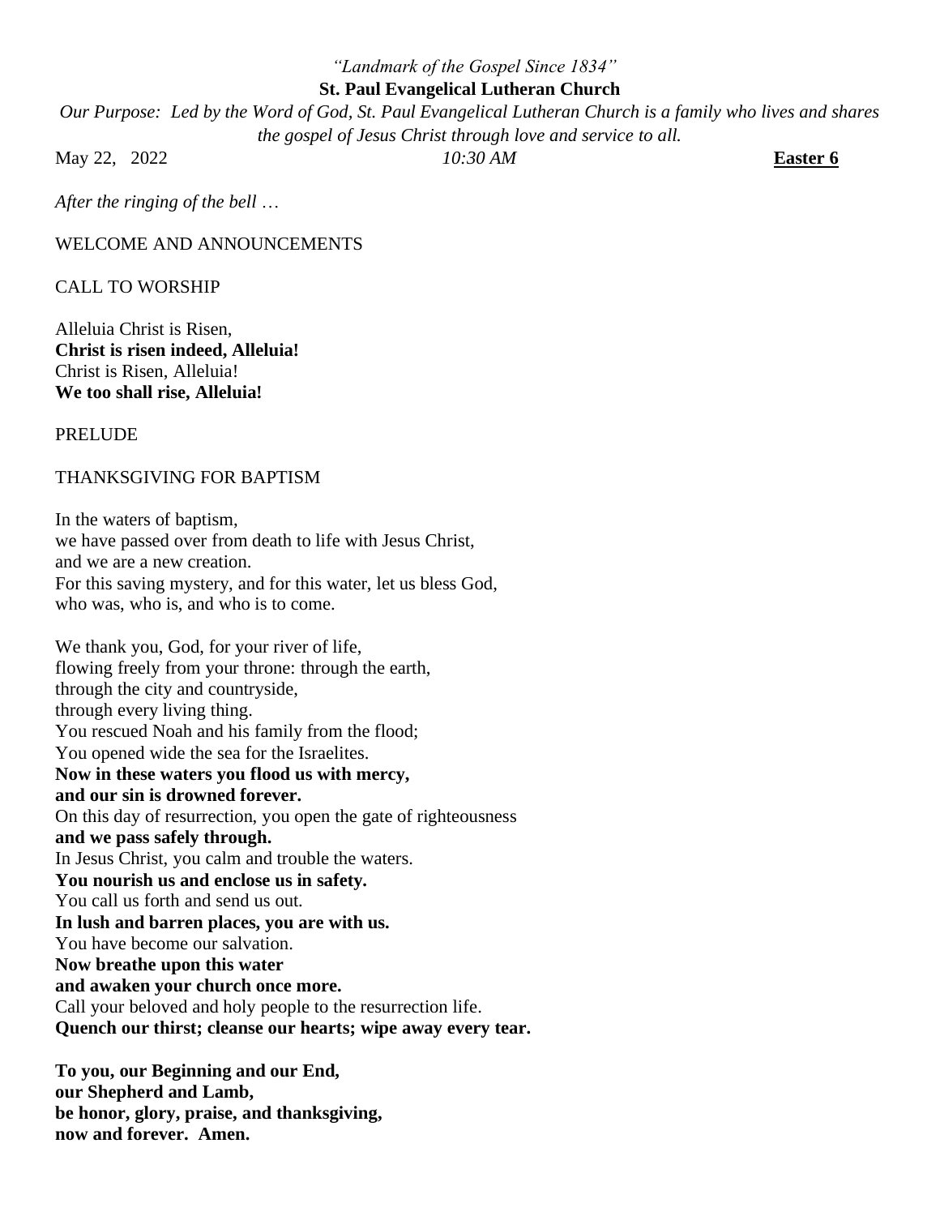*"Landmark of the Gospel Since 1834"*

**St. Paul Evangelical Lutheran Church**

*Our Purpose: Led by the Word of God, St. Paul Evangelical Lutheran Church is a family who lives and shares the gospel of Jesus Christ through love and service to all.*

May 22, 2022 *10:30 AM* **Easter 6**

*After the ringing of the bell …*

WELCOME AND ANNOUNCEMENTS

CALL TO WORSHIP

Alleluia Christ is Risen,
**Christ is risen indeed, Alleluia!**
Christ is Risen, Alleluia!
**We too shall rise, Alleluia!**

PRELUDE

THANKSGIVING FOR BAPTISM

In the waters of baptism,
we have passed over from death to life with Jesus Christ,
and we are a new creation.
For this saving mystery, and for this water, let us bless God,
who was, who is, and who is to come.

We thank you, God, for your river of life,
flowing freely from your throne: through the earth,
through the city and countryside,
through every living thing.
You rescued Noah and his family from the flood;
You opened wide the sea for the Israelites.
**Now in these waters you flood us with mercy,**
**and our sin is drowned forever.**
On this day of resurrection, you open the gate of righteousness
**and we pass safely through.**
In Jesus Christ, you calm and trouble the waters.
**You nourish us and enclose us in safety.**
You call us forth and send us out.
**In lush and barren places, you are with us.**
You have become our salvation.
**Now breathe upon this water**
**and awaken your church once more.**
Call your beloved and holy people to the resurrection life.
**Quench our thirst; cleanse our hearts; wipe away every tear.**

**To you, our Beginning and our End,**
**our Shepherd and Lamb,**
**be honor, glory, praise, and thanksgiving,**
**now and forever. Amen.**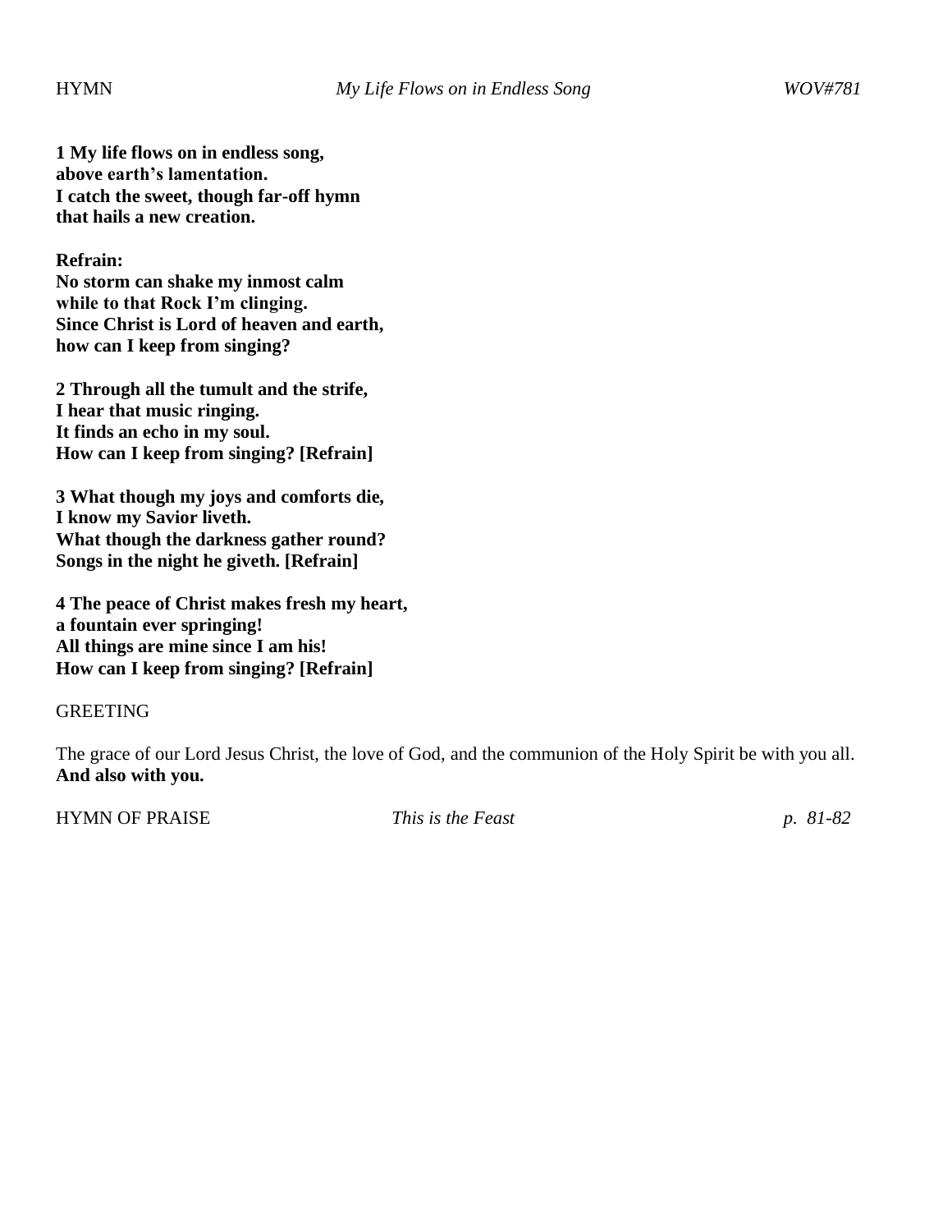HYMN *My Life Flows on in Endless Song* *WOV#781*

**1 My life flows on in endless song,**
**above earth's lamentation.**
**I catch the sweet, though far-off hymn**
**that hails a new creation.**

**Refrain:**
**No storm can shake my inmost calm**
**while to that Rock I'm clinging.**
**Since Christ is Lord of heaven and earth,**
**how can I keep from singing?**

**2 Through all the tumult and the strife,**
**I hear that music ringing.**
**It finds an echo in my soul.**
**How can I keep from singing? [Refrain]**

**3 What though my joys and comforts die,**
**I know my Savior liveth.**
**What though the darkness gather round?**
**Songs in the night he giveth. [Refrain]**

**4 The peace of Christ makes fresh my heart,**
**a fountain ever springing!**
**All things are mine since I am his!**
**How can I keep from singing? [Refrain]**

GREETING

The grace of our Lord Jesus Christ, the love of God, and the communion of the Holy Spirit be with you all.
**And also with you.**

HYMN OF PRAISE *This is the Feast* *p. 81-82*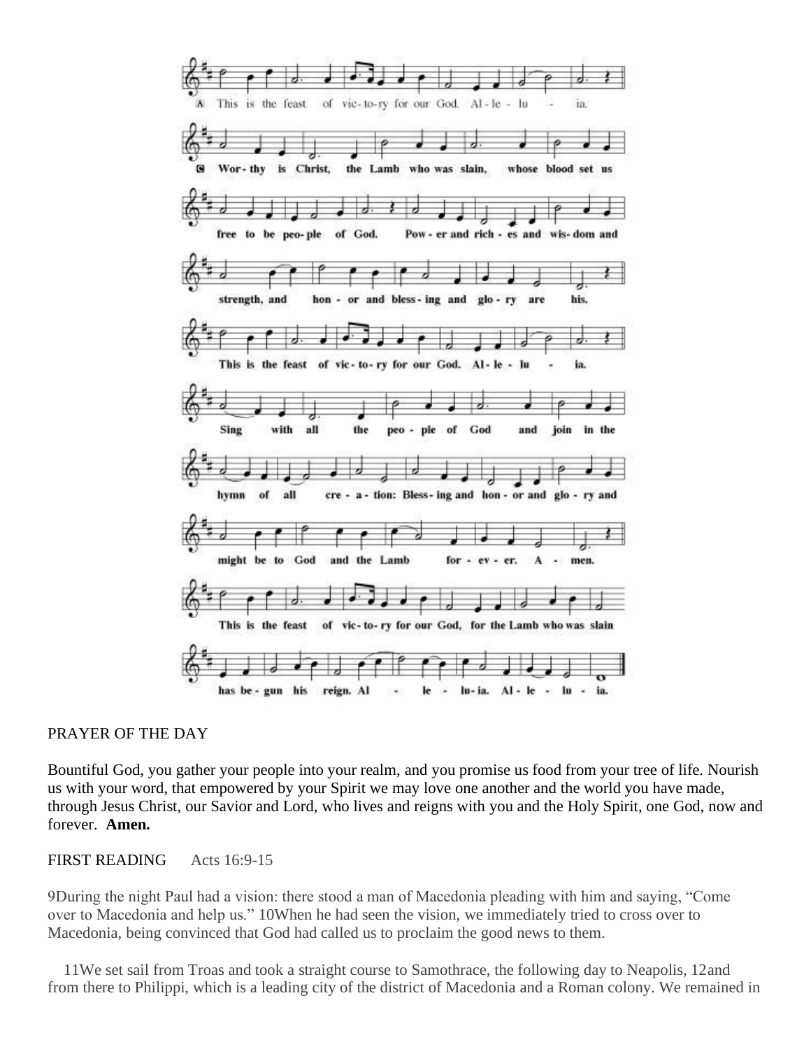A This is the feast of vic-to-ry for our God. Al-le-lu - ia.

C Wor-thy is Christ, the Lamb who was slain, whose blood set us free to be peo-ple of God. Pow-er and rich-es and wis-dom and strength, and hon-or and bless-ing and glo-ry are his.

This is the feast of vic-to-ry for our God. Al-le-lu - ia.

Sing with all the peo-ple of God and join in the hymn of all cre-a-tion: Bless-ing and hon-or and glo-ry and might be to God and the Lamb for-ev-er. A - men.

This is the feast of vic-to-ry for our God, for the Lamb who was slain has be-gun his reign. Al - le - lu-ia. Al-le - lu - ia.

PRAYER OF THE DAY

Bountiful God, you gather your people into your realm, and you promise us food from your tree of life. Nourish us with your word, that empowered by your Spirit we may love one another and the world you have made, through Jesus Christ, our Savior and Lord, who lives and reigns with you and the Holy Spirit, one God, now and forever. **Amen.**

FIRST READING Acts 16:9-15

9During the night Paul had a vision: there stood a man of Macedonia pleading with him and saying, "Come over to Macedonia and help us." 10When he had seen the vision, we immediately tried to cross over to Macedonia, being convinced that God had called us to proclaim the good news to them.

11We set sail from Troas and took a straight course to Samothrace, the following day to Neapolis, 12and from there to Philippi, which is a leading city of the district of Macedonia and a Roman colony. We remained in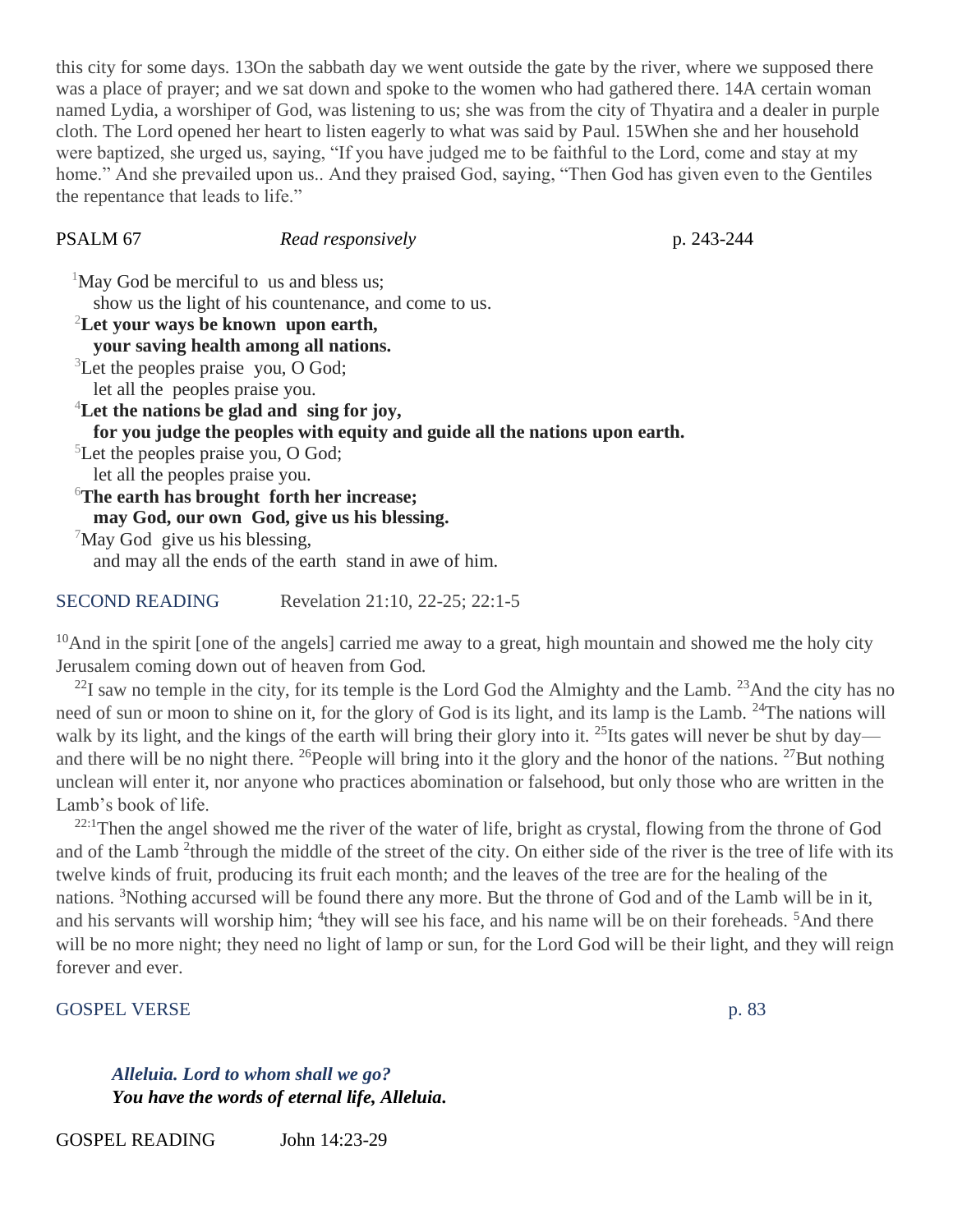this city for some days. 13On the sabbath day we went outside the gate by the river, where we supposed there was a place of prayer; and we sat down and spoke to the women who had gathered there. 14A certain woman named Lydia, a worshiper of God, was listening to us; she was from the city of Thyatira and a dealer in purple cloth. The Lord opened her heart to listen eagerly to what was said by Paul. 15When she and her household were baptized, she urged us, saying, "If you have judged me to be faithful to the Lord, come and stay at my home." And she prevailed upon us.. And they praised God, saying, "Then God has given even to the Gentiles the repentance that leads to life."

PSALM 67 *Read responsively* p. 243-244

[1]May God be merciful to us and bless us;
show us the light of his countenance, and come to us.
[2]**Let your ways be known upon earth,**
**your saving health among all nations.**
[3]Let the peoples praise you, O God;
let all the peoples praise you.
[4]**Let the nations be glad and sing for joy,**
**for you judge the peoples with equity and guide all the nations upon earth.**
[5]Let the peoples praise you, O God;
let all the peoples praise you.
[6]**The earth has brought forth her increase;**
**may God, our own God, give us his blessing.**
[7]May God give us his blessing,
and may all the ends of the earth stand in awe of him.

SECOND READING Revelation 21:10, 22-25; 22:1-5

[10]And in the spirit [one of the angels] carried me away to a great, high mountain and showed me the holy city Jerusalem coming down out of heaven from God.

[22]I saw no temple in the city, for its temple is the Lord God the Almighty and the Lamb. [23]And the city has no need of sun or moon to shine on it, for the glory of God is its light, and its lamp is the Lamb. [24]The nations will walk by its light, and the kings of the earth will bring their glory into it. [25]Its gates will never be shut by day—and there will be no night there. [26]People will bring into it the glory and the honor of the nations. [27]But nothing unclean will enter it, nor anyone who practices abomination or falsehood, but only those who are written in the Lamb's book of life.

[22:1]Then the angel showed me the river of the water of life, bright as crystal, flowing from the throne of God and of the Lamb [2]through the middle of the street of the city. On either side of the river is the tree of life with its twelve kinds of fruit, producing its fruit each month; and the leaves of the tree are for the healing of the nations. [3]Nothing accursed will be found there any more. But the throne of God and of the Lamb will be in it, and his servants will worship him; [4]they will see his face, and his name will be on their foreheads. [5]And there will be no more night; they need no light of lamp or sun, for the Lord God will be their light, and they will reign forever and ever.

GOSPEL VERSE p. 83

***Alleluia. Lord to whom shall we go?***
***You have the words of eternal life, Alleluia.***

GOSPEL READING John 14:23-29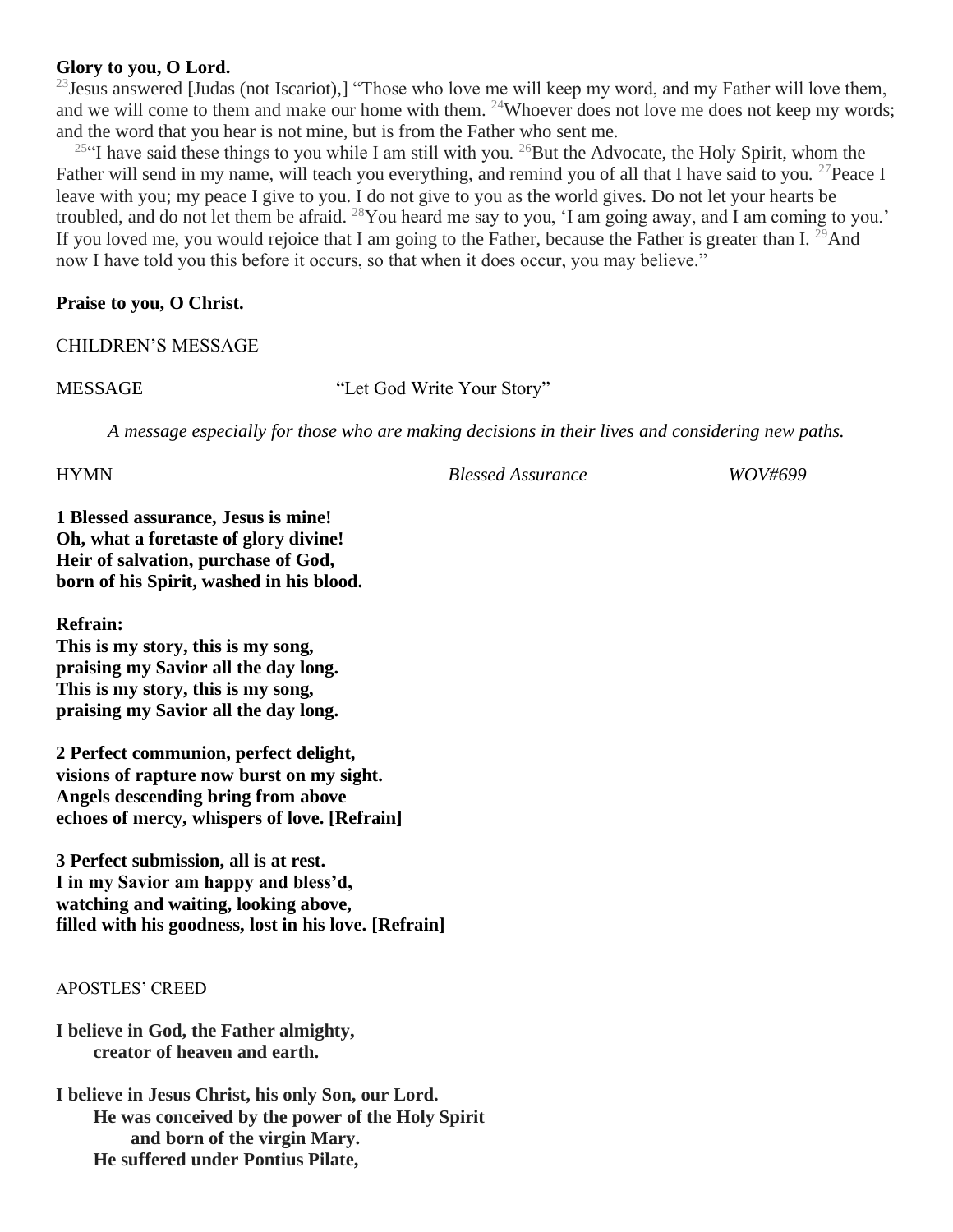**Glory to you, O Lord.**

[23]Jesus answered [Judas (not Iscariot),] "Those who love me will keep my word, and my Father will love them, and we will come to them and make our home with them. [24]Whoever does not love me does not keep my words; and the word that you hear is not mine, but is from the Father who sent me.

[25]"I have said these things to you while I am still with you. [26]But the Advocate, the Holy Spirit, whom the Father will send in my name, will teach you everything, and remind you of all that I have said to you. [27]Peace I leave with you; my peace I give to you. I do not give to you as the world gives. Do not let your hearts be troubled, and do not let them be afraid. [28]You heard me say to you, 'I am going away, and I am coming to you.' If you loved me, you would rejoice that I am going to the Father, because the Father is greater than I. [29]And now I have told you this before it occurs, so that when it does occur, you may believe."

**Praise to you, O Christ.**

CHILDREN'S MESSAGE

MESSAGE "Let God Write Your Story"

*A message especially for those who are making decisions in their lives and considering new paths.*

HYMN *Blessed Assurance* *WOV#699*

**1 Blessed assurance, Jesus is mine!**
**Oh, what a foretaste of glory divine!**
**Heir of salvation, purchase of God,**
**born of his Spirit, washed in his blood.**

**Refrain:**
**This is my story, this is my song,**
**praising my Savior all the day long.**
**This is my story, this is my song,**
**praising my Savior all the day long.**

**2 Perfect communion, perfect delight,**
**visions of rapture now burst on my sight.**
**Angels descending bring from above**
**echoes of mercy, whispers of love. [Refrain]**

**3 Perfect submission, all is at rest.**
**I in my Savior am happy and bless'd,**
**watching and waiting, looking above,**
**filled with his goodness, lost in his love. [Refrain]**

APOSTLES' CREED

**I believe in God, the Father almighty,**
**creator of heaven and earth.**

**I believe in Jesus Christ, his only Son, our Lord.**
**He was conceived by the power of the Holy Spirit**
**and born of the virgin Mary.**
**He suffered under Pontius Pilate,**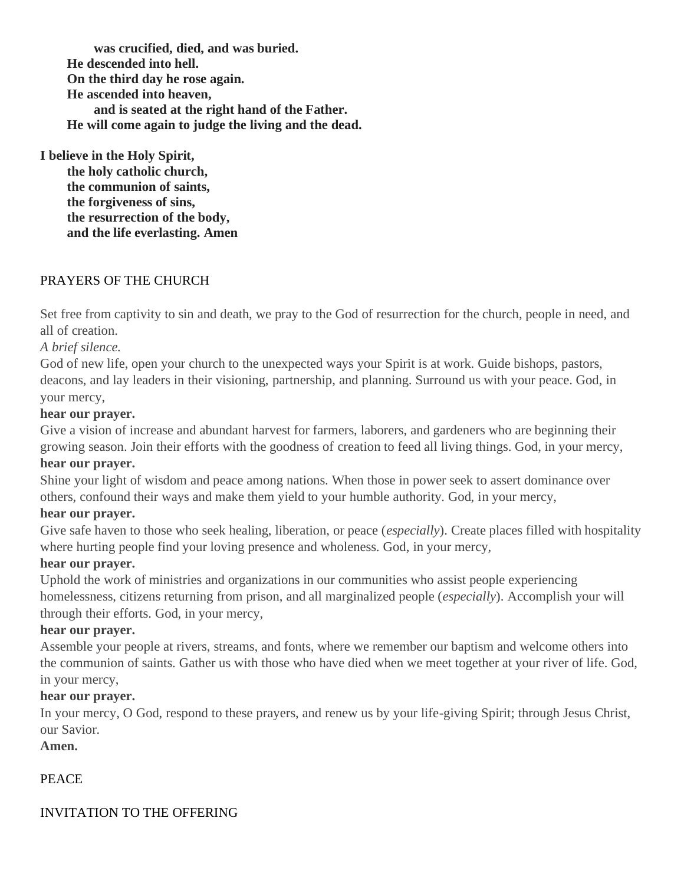**was crucified, died, and was buried.**
**He descended into hell.**
**On the third day he rose again.**
**He ascended into heaven,**
**and is seated at the right hand of the Father.**
**He will come again to judge the living and the dead.**

**I believe in the Holy Spirit,**
**the holy catholic church,**
**the communion of saints,**
**the forgiveness of sins,**
**the resurrection of the body,**
**and the life everlasting. Amen**

PRAYERS OF THE CHURCH

Set free from captivity to sin and death, we pray to the God of resurrection for the church, people in need, and all of creation.
*A brief silence.*
God of new life, open your church to the unexpected ways your Spirit is at work. Guide bishops, pastors, deacons, and lay leaders in their visioning, partnership, and planning. Surround us with your peace. God, in your mercy,
**hear our prayer.**
Give a vision of increase and abundant harvest for farmers, laborers, and gardeners who are beginning their growing season. Join their efforts with the goodness of creation to feed all living things. God, in your mercy,
**hear our prayer.**
Shine your light of wisdom and peace among nations. When those in power seek to assert dominance over others, confound their ways and make them yield to your humble authority. God, in your mercy,
**hear our prayer.**
Give safe haven to those who seek healing, liberation, or peace (*especially*). Create places filled with hospitality where hurting people find your loving presence and wholeness. God, in your mercy,
**hear our prayer.**
Uphold the work of ministries and organizations in our communities who assist people experiencing homelessness, citizens returning from prison, and all marginalized people (*especially*). Accomplish your will through their efforts. God, in your mercy,
**hear our prayer.**
Assemble your people at rivers, streams, and fonts, where we remember our baptism and welcome others into the communion of saints. Gather us with those who have died when we meet together at your river of life. God, in your mercy,
**hear our prayer.**
In your mercy, O God, respond to these prayers, and renew us by your life-giving Spirit; through Jesus Christ, our Savior.
**Amen.**

PEACE

INVITATION TO THE OFFERING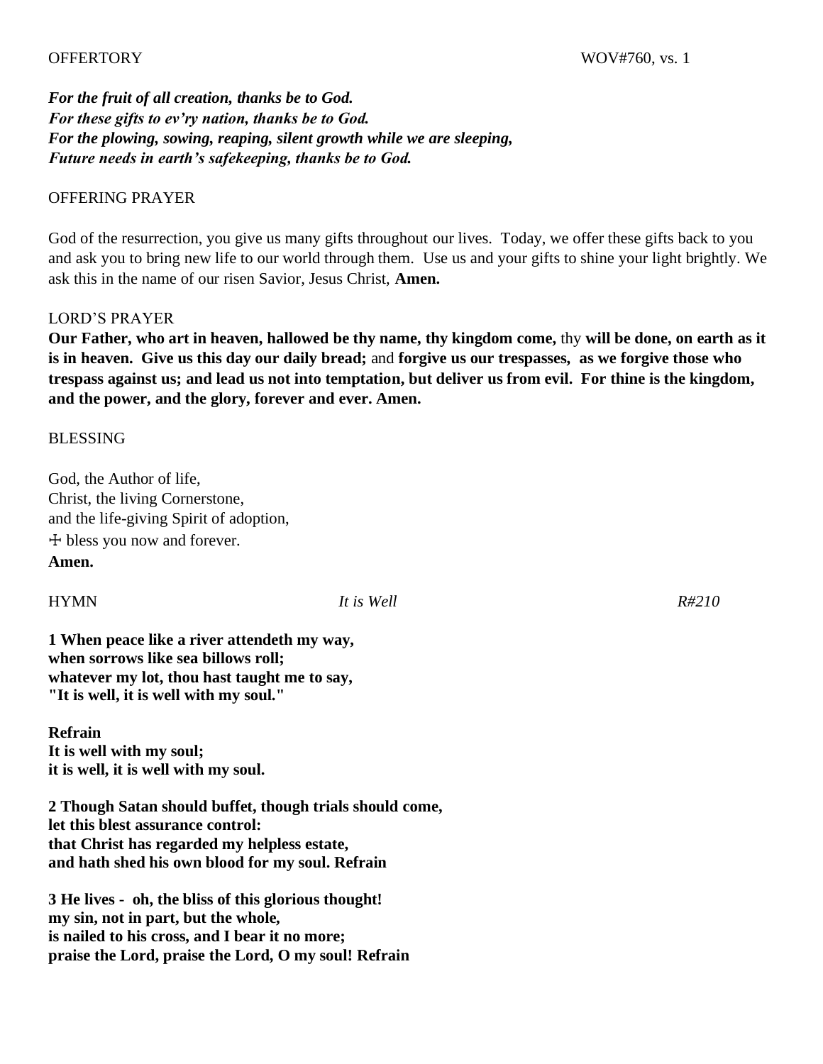OFFERTORY WOV#760, vs. 1

***For the fruit of all creation, thanks be to God.***
***For these gifts to ev'ry nation, thanks be to God.***
***For the plowing, sowing, reaping, silent growth while we are sleeping,***
***Future needs in earth's safekeeping, thanks be to God.***

OFFERING PRAYER

God of the resurrection, you give us many gifts throughout our lives. Today, we offer these gifts back to you and ask you to bring new life to our world through them. Use us and your gifts to shine your light brightly. We ask this in the name of our risen Savior, Jesus Christ, **Amen.**

LORD'S PRAYER
**Our Father, who art in heaven, hallowed be thy name, thy kingdom come,** thy **will be done, on earth as it is in heaven. Give us this day our daily bread;** and **forgive us our trespasses, as we forgive those who trespass against us; and lead us not into temptation, but deliver us from evil. For thine is the kingdom, and the power, and the glory, forever and ever. Amen.**

BLESSING

God, the Author of life,
Christ, the living Cornerstone,
and the life-giving Spirit of adoption,
☩ bless you now and forever.
**Amen.**

HYMN *It is Well* *R#210*

**1 When peace like a river attendeth my way,**
**when sorrows like sea billows roll;**
**whatever my lot, thou hast taught me to say,**
**"It is well, it is well with my soul."**

**Refrain**
**It is well with my soul;**
**it is well, it is well with my soul.**

**2 Though Satan should buffet, though trials should come,**
**let this blest assurance control:**
**that Christ has regarded my helpless estate,**
**and hath shed his own blood for my soul. Refrain**

**3 He lives - oh, the bliss of this glorious thought!**
**my sin, not in part, but the whole,**
**is nailed to his cross, and I bear it no more;**
**praise the Lord, praise the Lord, O my soul! Refrain**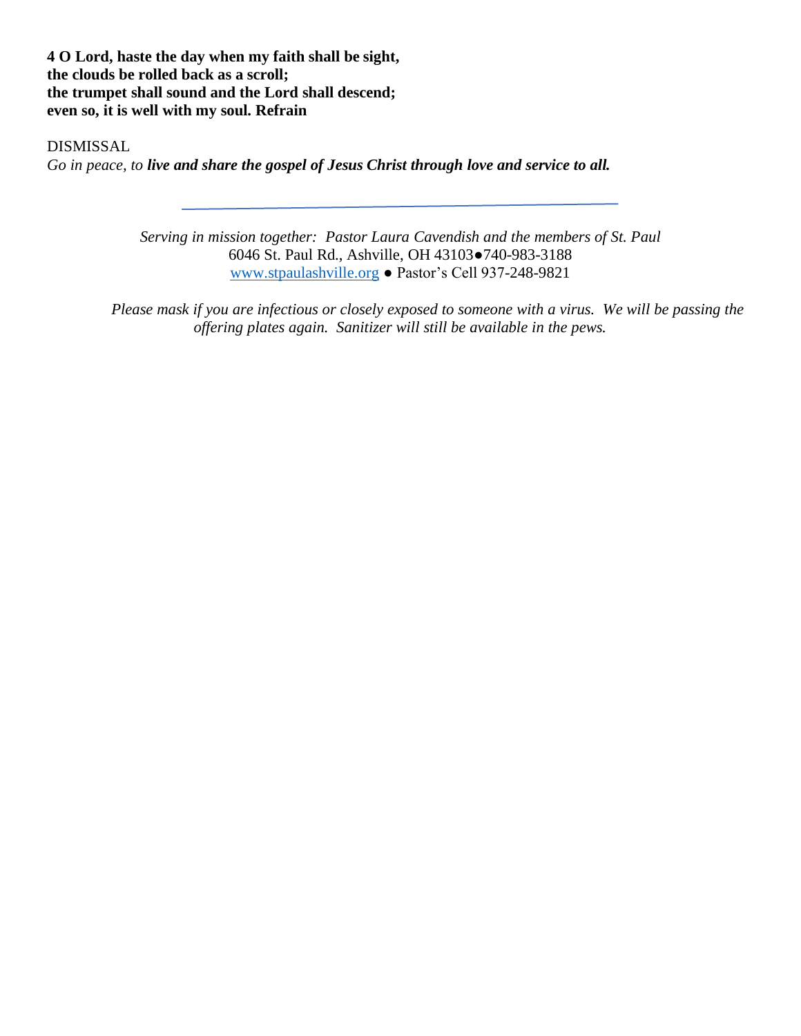**4 O Lord, haste the day when my faith shall be sight,**
**the clouds be rolled back as a scroll;**
**the trumpet shall sound and the Lord shall descend;**
**even so, it is well with my soul. Refrain**

DISMISSAL

*Go in peace, to* ***live and share the gospel of Jesus Christ through love and service to all.***

---

*Serving in mission together: Pastor Laura Cavendish and the members of St. Paul*
6046 St. Paul Rd., Ashville, OH 43103●740-983-3188
www.stpaulashville.org ● Pastor's Cell 937-248-9821

*Please mask if you are infectious or closely exposed to someone with a virus. We will be passing the offering plates again. Sanitizer will still be available in the pews.*